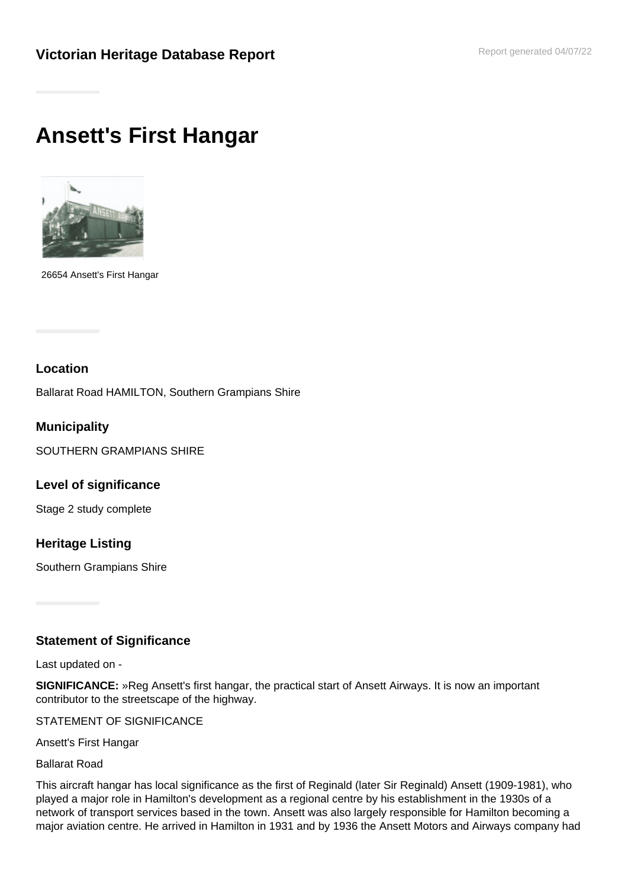**Victorian Heritage Database Report**

Report generated 04/07/22

# Ansett's First Hangar

26654 Ansett's First Hangar

### Location

Ballarat Road HAMILTON, Southern Grampians Shire

### Municipality

SOUTHERN GRAMPIANS SHIRE

### Level of significance

Stage 2 study complete

### Heritage Listing

Southern Grampians Shire

### Statement of Significance

Last updated on -

**SIGNIFICANCE:** »Reg Ansett's first hangar, the practical start of Ansett Airways. It is now an important contributor to the streetscape of the highway.

STATEMENT OF SIGNIFICANCE

Ansett's First Hangar

Ballarat Road

This aircraft hangar has local significance as the first of Reginald (later Sir Reginald) Ansett (1909-1981), who played a major role in Hamilton's development as a regional centre by his establishment in the 1930s of a network of transport services based in the town. Ansett was also largely responsible for Hamilton becoming a major aviation centre. He arrived in Hamilton in 1931 and by 1936 the Ansett Motors and Airways company had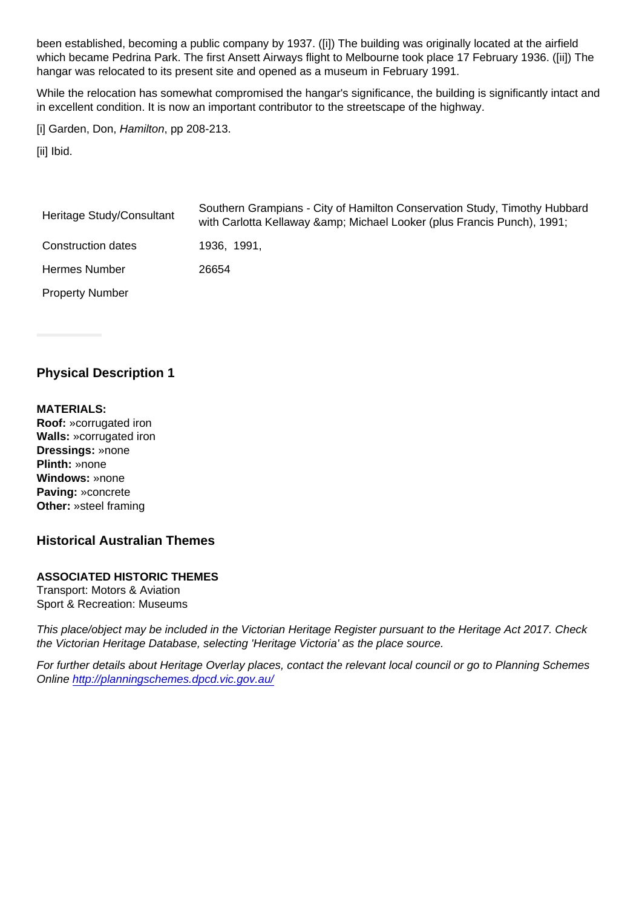been established, becoming a public company by 1937. ([i]) The building was originally located at the airfield which became Pedrina Park. The first Ansett Airways flight to Melbourne took place 17 February 1936. ([ii]) The hangar was relocated to its present site and opened as a museum in February 1991.

While the relocation has somewhat compromised the hangar's significance, the building is significantly intact and in excellent condition. It is now an important contributor to the streetscape of the highway.

[i] Garden, Don, *Hamilton*, pp 208-213.

[ii] Ibid.

| | |
|---|---|
| Heritage Study/Consultant | Southern Grampians - City of Hamilton Conservation Study, Timothy Hubbard with Carlotta Kellaway &amp; Michael Looker (plus Francis Punch), 1991; |
| Construction dates | 1936, 1991, |
| Hermes Number | 26654 |
| Property Number | |

## Physical Description 1

**MATERIALS:**
**Roof:** »corrugated iron
**Walls:** »corrugated iron
**Dressings:** »none
**Plinth:** »none
**Windows:** »none
**Paving:** »concrete
**Other:** »steel framing

## Historical Australian Themes

**ASSOCIATED HISTORIC THEMES**
Transport: Motors & Aviation
Sport & Recreation: Museums

*This place/object may be included in the Victorian Heritage Register pursuant to the Heritage Act 2017. Check the Victorian Heritage Database, selecting 'Heritage Victoria' as the place source.*

*For further details about Heritage Overlay places, contact the relevant local council or go to Planning Schemes Online* http://planningschemes.dpcd.vic.gov.au/